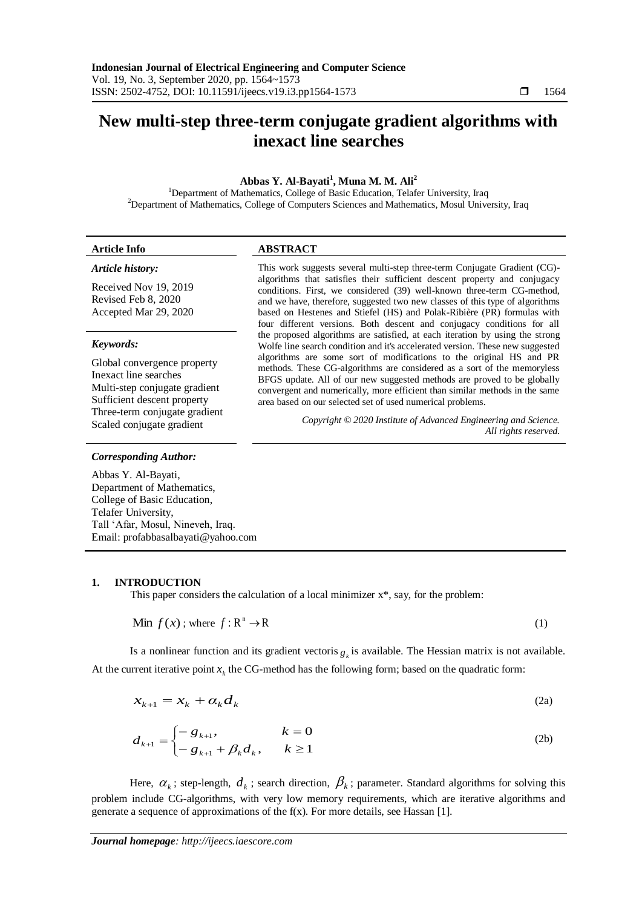# New multi-step three-term conjugate gradient algorithms with inexact line searches

**Abbas Y. Al-Bayati[1], Muna M. M. Ali[2]**

[1]Department of Mathematics, College of Basic Education, Telafer University, Iraq
[2]Department of Mathematics, College of Computers Sciences and Mathematics, Mosul University, Iraq

| **Article Info** | **ABSTRACT** |
|---|---|
| ***Article history:*** <br> Received Nov 19, 2019 <br> Revised Feb 8, 2020 <br> Accepted Mar 29, 2020 <br><br> ***Keywords:*** <br> Global convergence property <br> Inexact line searches <br> Multi-step conjugate gradient <br> Sufficient descent property <br> Three-term conjugate gradient <br> Scaled conjugate gradient | This work suggests several multi-step three-term Conjugate Gradient (CG)-algorithms that satisfies their sufficient descent property and conjugacy conditions. First, we considered (39) well-known three-term CG-method, and we have, therefore, suggested two new classes of this type of algorithms based on Hestenes and Stiefel (HS) and Polak-Ribière (PR) formulas with four different versions. Both descent and conjugacy conditions for all the proposed algorithms are satisfied, at each iteration by using the strong Wolfe line search condition and it's accelerated version. These new suggested algorithms are some sort of modifications to the original HS and PR methods. These CG-algorithms are considered as a sort of the memoryless BFGS update. All of our new suggested methods are proved to be globally convergent and numerically, more efficient than similar methods in the same area based on our selected set of used numerical problems. <br><br> *Copyright © 2020 Institute of Advanced Engineering and Science. All rights reserved.* |

***Corresponding Author:***

Abbas Y. Al-Bayati,
Department of Mathematics,
College of Basic Education,
Telafer University,
Tall 'Afar, Mosul, Nineveh, Iraq.
Email: profabbasalbayati@yahoo.com

## 1. INTRODUCTION

This paper considers the calculation of a local minimizer x*, say, for the problem:

$$\text{Min } f(x)\text{; where } f: \mathrm{R}^n \rightarrow \mathrm{R} \tag{1}$$

Is a nonlinear function and its gradient vectoris $g_k$ is available. The Hessian matrix is not available. At the current iterative point $x_k$ the CG-method has the following form; based on the quadratic form:

$$x_{k+1} = x_k + \alpha_k d_k \tag{2a}$$

$$d_{k+1} = \begin{cases} -g_{k+1}, & k = 0 \\ -g_{k+1} + \beta_k d_k, & k \geq 1 \end{cases} \tag{2b}$$

Here, $\alpha_k$; step-length, $d_k$; search direction, $\beta_k$; parameter. Standard algorithms for solving this problem include CG-algorithms, with very low memory requirements, which are iterative algorithms and generate a sequence of approximations of the f(x). For more details, see Hassan [1].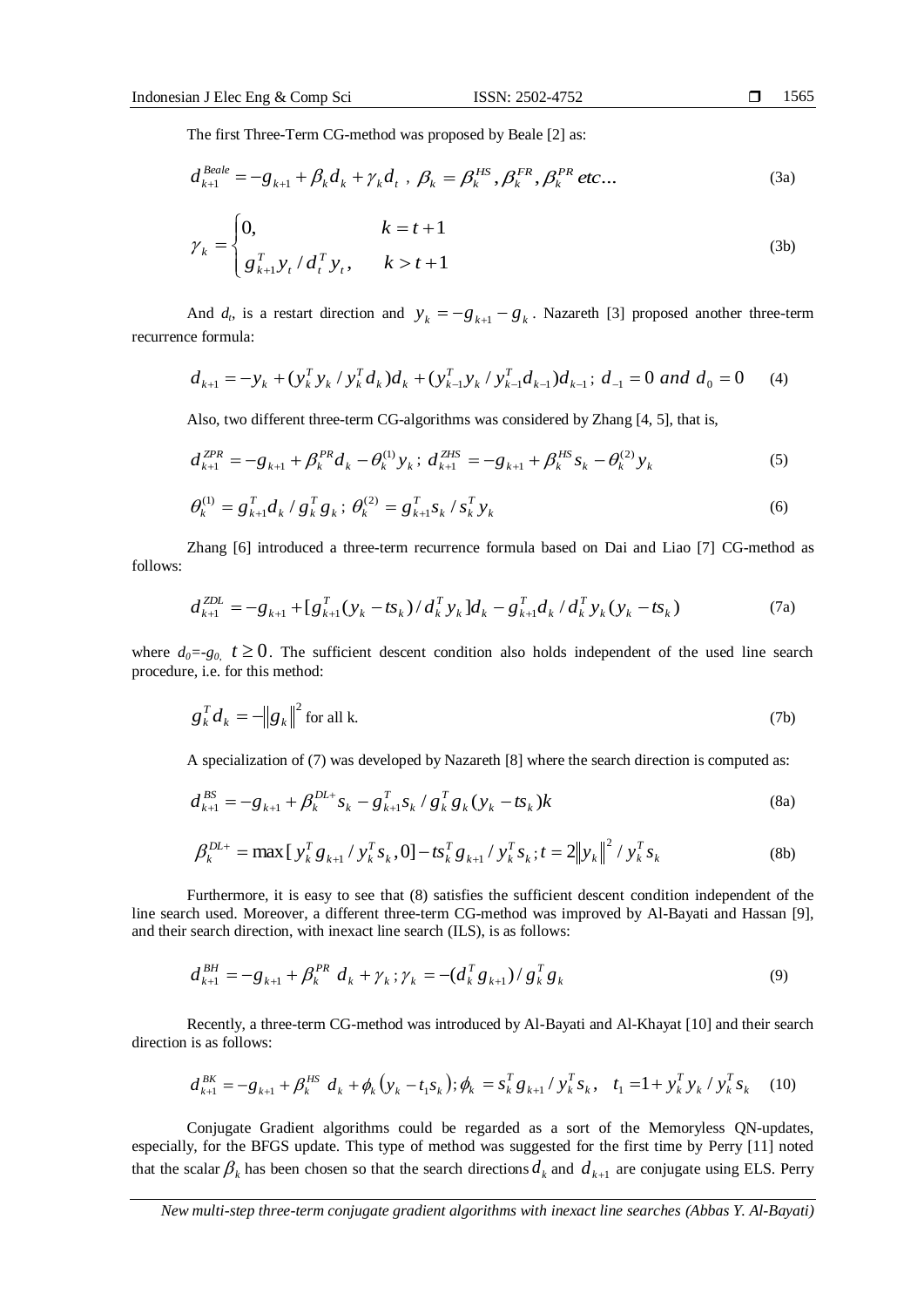The first Three-Term CG-method was proposed by Beale [2] as:

$$d_{k+1}^{Beale} = -g_{k+1} + \beta_k d_k + \gamma_k d_t \ , \ \beta_k = \beta_k^{HS}, \beta_k^{FR}, \beta_k^{PR} \ etc... \tag{3a}$$

$$\gamma_k = \begin{cases} 0, & k = t+1 \\ g_{k+1}^T y_t / d_t^T y_t, & k > t+1 \end{cases} \tag{3b}$$

And $d_t$, is a restart direction and $y_k = -g_{k+1} - g_k$. Nazareth [3] proposed another three-term recurrence formula:

$$d_{k+1} = -y_k + (y_k^T y_k / y_k^T d_k) d_k + (y_{k-1}^T y_k / y_{k-1}^T d_{k-1}) d_{k-1}; \ d_{-1} = 0 \ and \ d_0 = 0 \tag{4}$$

Also, two different three-term CG-algorithms was considered by Zhang [4, 5], that is,

$$d_{k+1}^{ZPR} = -g_{k+1} + \beta_k^{PR} d_k - \theta_k^{(1)} y_k; \ d_{k+1}^{ZHS} = -g_{k+1} + \beta_k^{HS} s_k - \theta_k^{(2)} y_k \tag{5}$$

$$\theta_k^{(1)} = g_{k+1}^T d_k / g_k^T g_k; \ \theta_k^{(2)} = g_{k+1}^T s_k / s_k^T y_k \tag{6}$$

Zhang [6] introduced a three-term recurrence formula based on Dai and Liao [7] CG-method as follows:

$$d_{k+1}^{ZDL} = -g_{k+1} + [g_{k+1}^T (y_k - t s_k) / d_k^T y_k] d_k - g_{k+1}^T d_k / d_k^T y_k (y_k - t s_k) \tag{7a}$$

where $d_0 = -g_0$, $t \geq 0$. The sufficient descent condition also holds independent of the used line search procedure, i.e. for this method:

$$g_k^T d_k = -\|g_k\|^2 \text{ for all k.} \tag{7b}$$

A specialization of (7) was developed by Nazareth [8] where the search direction is computed as:

$$d_{k+1}^{BS} = -g_{k+1} + \beta_k^{DL+} s_k - g_{k+1}^T s_k / g_k^T g_k (y_k - t s_k) k \tag{8a}$$

$$\beta_k^{DL+} = \max[ y_k^T g_{k+1} / y_k^T s_k, 0] - t s_k^T g_{k+1} / y_k^T s_k; t = 2\|y_k\|^2 / y_k^T s_k \tag{8b}$$

Furthermore, it is easy to see that (8) satisfies the sufficient descent condition independent of the line search used. Moreover, a different three-term CG-method was improved by Al-Bayati and Hassan [9], and their search direction, with inexact line search (ILS), is as follows:

$$d_{k+1}^{BH} = -g_{k+1} + \beta_k^{PR} \ d_k + \gamma_k; \gamma_k = -(d_k^T g_{k+1}) / g_k^T g_k \tag{9}$$

Recently, a three-term CG-method was introduced by Al-Bayati and Al-Khayat [10] and their search direction is as follows:

$$d_{k+1}^{BK} = -g_{k+1} + \beta_k^{HS} \ d_k + \phi_k (y_k - t_1 s_k); \phi_k = s_k^T g_{k+1} / y_k^T s_k, \quad t_1 = 1 + y_k^T y_k / y_k^T s_k \tag{10}$$

Conjugate Gradient algorithms could be regarded as a sort of the Memoryless QN-updates, especially, for the BFGS update. This type of method was suggested for the first time by Perry [11] noted that the scalar $\beta_k$ has been chosen so that the search directions $d_k$ and $d_{k+1}$ are conjugate using ELS. Perry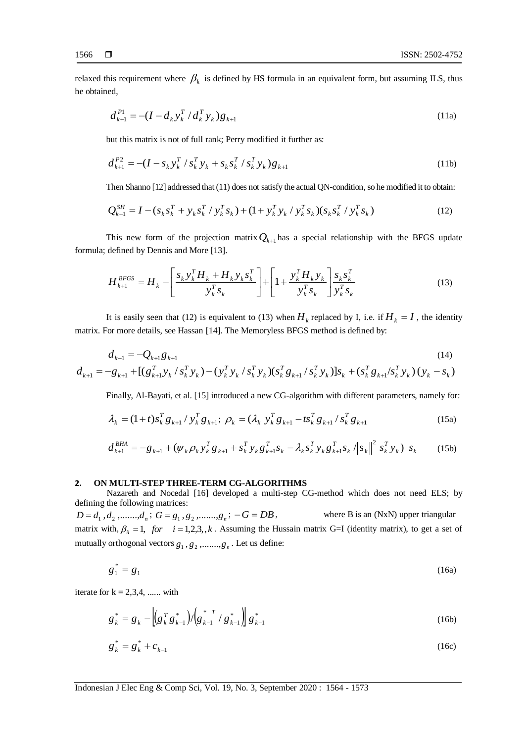relaxed this requirement where $\beta_k$ is defined by HS formula in an equivalent form, but assuming ILS, thus he obtained,

$$d_{k+1}^{P1} = -(I - d_k y_k^T / d_k^T y_k) g_{k+1} \tag{11a}$$

but this matrix is not of full rank; Perry modified it further as:

$$d_{k+1}^{P2} = -(I - s_k y_k^T / s_k^T y_k + s_k s_k^T / s_k^T y_k) g_{k+1} \tag{11b}$$

Then Shanno [12] addressed that (11) does not satisfy the actual QN-condition, so he modified it to obtain:

$$Q_{k+1}^{SH} = I - (s_k s_k^T + y_k s_k^T / y_k^T s_k) + (1 + y_k^T y_k / y_k^T s_k)(s_k s_k^T / y_k^T s_k) \tag{12}$$

This new form of the projection matrix $Q_{k+1}$ has a special relationship with the BFGS update formula; defined by Dennis and More [13].

$$H_{k+1}^{BFGS} = H_k - \left[ \frac{s_k y_k^T H_k + H_k y_k s_k^T}{y_k^T s_k} \right] + \left[ 1 + \frac{y_k^T H_k y_k}{y_k^T s_k} \right] \frac{s_k s_k^T}{y_k^T s_k} \tag{13}$$

It is easily seen that (12) is equivalent to (13) when $H_k$ replaced by I, i.e. if $H_k = I$, the identity matrix. For more details, see Hassan [14]. The Memoryless BFGS method is defined by:

$$d_{k+1} = -Q_{k+1} g_{k+1} \tag{14}$$

$$d_{k+1} = -g_{k+1} + [(g_{k+1}^T y_k / s_k^T y_k) - (y_k^T y_k / s_k^T y_k)(s_k^T g_{k+1} / s_k^T y_k)] s_k + (s_k^T g_{k+1} / s_k^T y_k)(y_k - s_k)$$

Finally, Al-Bayati, et al. [15] introduced a new CG-algorithm with different parameters, namely for:

$$\lambda_k = (1+t) s_k^T g_{k+1} / y_k^T g_{k+1}; \; \rho_k = (\lambda_k \; y_k^T g_{k+1} - t s_k^T g_{k+1} / s_k^T g_{k+1} \tag{15a}$$

$$d_{k+1}^{BHA} = -g_{k+1} + (\psi_k \rho_k y_k^T g_{k+1} + s_k^T y_k g_{k+1}^T s_k - \lambda_k s_k^T y_k g_{k+1}^T s_k / \|s_k\|^2 \; s_k^T y_k) \; s_k \tag{15b}$$

## 2. ON MULTI-STEP THREE-TERM CG-ALGORITHMS

Nazareth and Nocedal [16] developed a multi-step CG-method which does not need ELS; by defining the following matrices:

$D = d_1, d_2, ......., d_n$; $G = g_1, g_2, ......., g_n$; $-G = DB$, where B is an (NxN) upper triangular matrix with, $\beta_{ii} = 1, \; for \quad i = 1,2,3,,k$. Assuming the Hussain matrix G=I (identity matrix), to get a set of mutually orthogonal vectors $g_1, g_2, ......., g_n$. Let us define:

$$g_1^* = g_1 \tag{16a}$$

iterate for k = 2,3,4, ...... with

$$g_k^* = g_k - \left[ \left( g_k^T g_{k-1}^* \right) / \left( g_{k-1}^{*\;T} / g_{k-1}^* \right) \right] g_{k-1}^* \tag{16b}$$

$$g_k^* = g_k^* + c_{k-1} \tag{16c}$$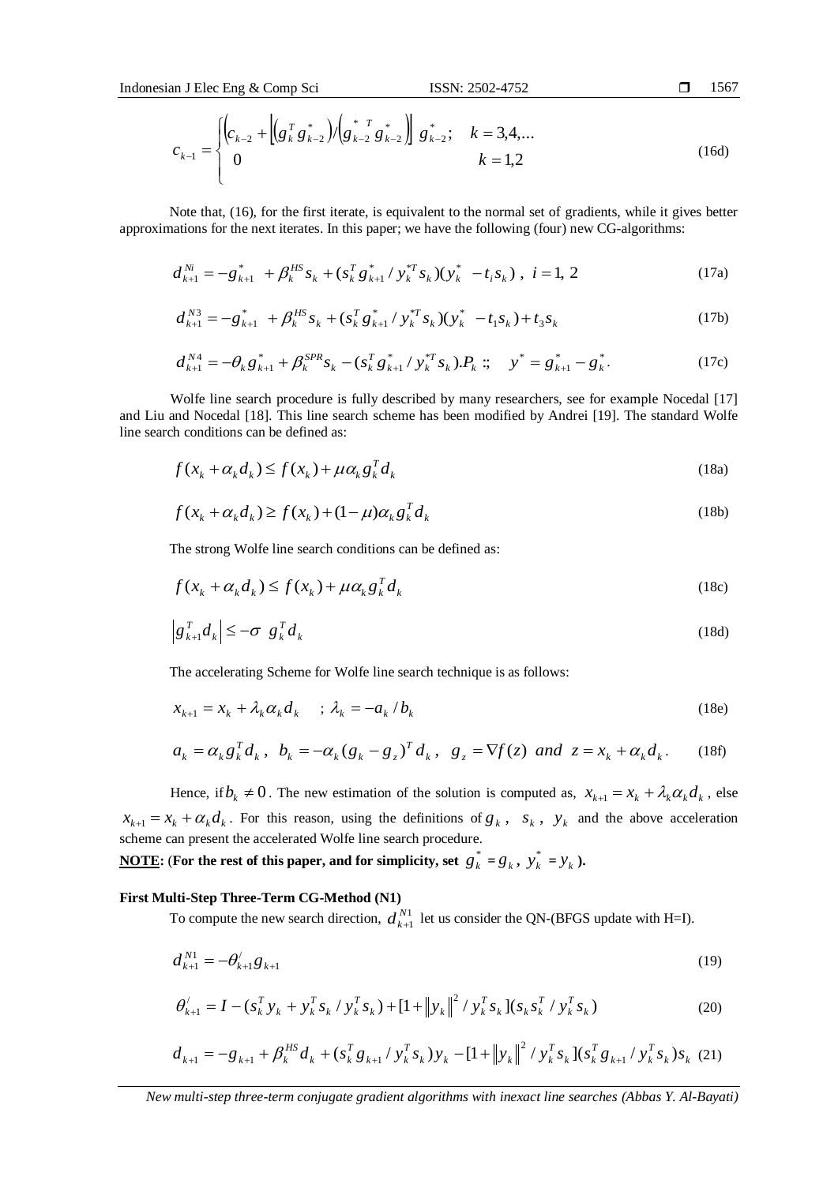$$c_{k-1} = \begin{cases} \left(c_{k-2} + \left[\left(g_k^T g_{k-2}^*\right) / \left(g_{k-2}^{*\ T} g_{k-2}^*\right)\right] g_{k-2}^*; & k = 3,4,... \\ 0 & k = 1,2 \end{cases} \tag{16d}$$

Note that, (16), for the first iterate, is equivalent to the normal set of gradients, while it gives better approximations for the next iterates. In this paper; we have the following (four) new CG-algorithms:

$$d_{k+1}^{Ni} = -g_{k+1}^* + \beta_k^{HS} s_k + (s_k^T g_{k+1}^* / y_k^{*T} s_k)(y_k^* - t_i s_k)\ , \ i = 1,\ 2 \tag{17a}$$

$$d_{k+1}^{N3} = -g_{k+1}^* + \beta_k^{HS} s_k + (s_k^T g_{k+1}^* / y_k^{*T} s_k)(y_k^* - t_1 s_k) + t_3 s_k \tag{17b}$$

$$d_{k+1}^{N4} = -\theta_k g_{k+1}^* + \beta_k^{SPR} s_k - (s_k^T g_{k+1}^* / y_k^{*T} s_k).P_k \ ;; \quad y^* = g_{k+1}^* - g_k^*. \tag{17c}$$

Wolfe line search procedure is fully described by many researchers, see for example Nocedal [17] and Liu and Nocedal [18]. This line search scheme has been modified by Andrei [19]. The standard Wolfe line search conditions can be defined as:

$$f(x_k + \alpha_k d_k) \le f(x_k) + \mu \alpha_k g_k^T d_k \tag{18a}$$

$$f(x_k + \alpha_k d_k) \ge f(x_k) + (1-\mu)\alpha_k g_k^T d_k \tag{18b}$$

The strong Wolfe line search conditions can be defined as:

$$f(x_k + \alpha_k d_k) \le f(x_k) + \mu \alpha_k g_k^T d_k \tag{18c}$$

$$\left| g_{k+1}^T d_k \right| \le -\sigma \ g_k^T d_k \tag{18d}$$

The accelerating Scheme for Wolfe line search technique is as follows:

$$x_{k+1} = x_k + \lambda_k \alpha_k d_k \quad ; \lambda_k = -a_k / b_k \tag{18e}$$

$$a_k = \alpha_k g_k^T d_k\ , \ \ b_k = -\alpha_k (g_k - g_z)^T d_k\ , \ \ g_z = \nabla f(z) \ \ and \ \ z = x_k + \alpha_k d_k . \tag{18f}$$

Hence, if $b_k \ne 0$. The new estimation of the solution is computed as, $x_{k+1} = x_k + \lambda_k \alpha_k d_k$, else $x_{k+1} = x_k + \alpha_k d_k$. For this reason, using the definitions of $g_k$, $s_k$, $y_k$ and the above acceleration scheme can present the accelerated Wolfe line search procedure.

**<u>NOTE</u>: (For the rest of this paper, and for simplicity, set $g_k^* = g_k$, $y_k^* = y_k$ ).**

#### First Multi-Step Three-Term CG-Method (N1)

To compute the new search direction, $d_{k+1}^{N1}$ let us consider the QN-(BFGS update with H=I).

$$d_{k+1}^{N1} = -\theta_{k+1}^{/} g_{k+1} \tag{19}$$

$$\theta_{k+1}^{/} = I - (s_k^T y_k + y_k^T s_k / y_k^T s_k) + [1 + \|y_k\|^2 / y_k^T s_k](s_k s_k^T / y_k^T s_k) \tag{20}$$

$$d_{k+1} = -g_{k+1} + \beta_k^{HS} d_k + (s_k^T g_{k+1} / y_k^T s_k) y_k - [1 + \|y_k\|^2 / y_k^T s_k](s_k^T g_{k+1} / y_k^T s_k) s_k \tag{21}$$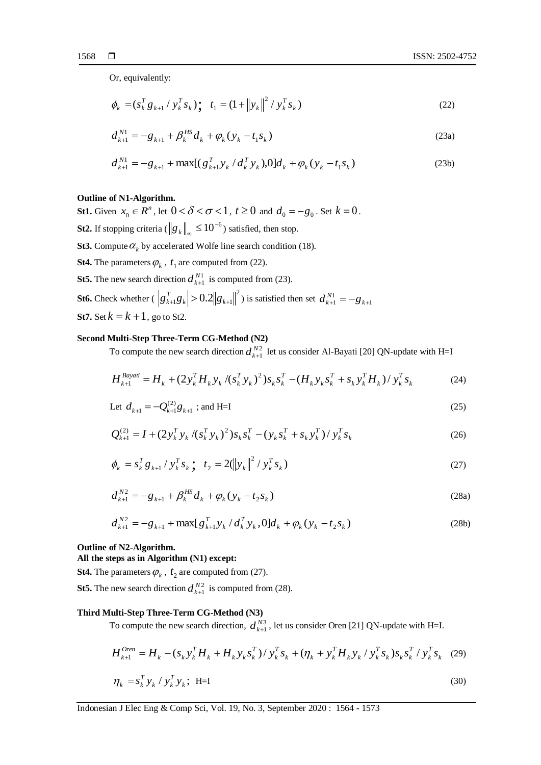Or, equivalently:

$$\phi_k = (s_k^T g_{k+1} / y_k^T s_k); \quad t_1 = (1 + \|y_k\|^2 / y_k^T s_k) \tag{22}$$

$$d_{k+1}^{N1} = -g_{k+1} + \beta_k^{HS} d_k + \varphi_k (y_k - t_1 s_k) \tag{23a}$$

$$d_{k+1}^{N1} = -g_{k+1} + \max[(g_{k+1}^T y_k / d_k^T y_k), 0] d_k + \varphi_k (y_k - t_1 s_k) \tag{23b}$$

**Outline of N1-Algorithm.**

**St1.** Given $x_0 \in R^n$, let $0 < \delta < \sigma < 1$, $t \geq 0$ and $d_0 = -g_0$. Set $k = 0$.

**St2.** If stopping criteria ( $\|g_k\|_\infty \leq 10^{-6}$ ) satisfied, then stop.

**St3.** Compute $\alpha_k$ by accelerated Wolfe line search condition (18).

**St4.** The parameters $\varphi_k$ , $t_1$ are computed from (22).

**St5.** The new search direction $d_{k+1}^{N1}$ is computed from (23).

**St6.** Check whether ( $|g_{k+1}^T g_k| > 0.2\|g_{k+1}\|^2$ ) is satisfied then set $d_{k+1}^{N1} = -g_{k+1}$

**St7.** Set $k = k + 1$, go to St2.

**Second Multi-Step Three-Term CG-Method (N2)**

To compute the new search direction $d_{k+1}^{N2}$ let us consider Al-Bayati [20] QN-update with H=I

$$H_{k+1}^{Bayati} = H_k + (2 y_k^T H_k y_k / (s_k^T y_k)^2) s_k s_k^T - (H_k y_k s_k^T + s_k y_k^T H_k) / y_k^T s_k \tag{24}$$

$$\text{Let } d_{k+1} = -Q_{k+1}^{(2)} g_{k+1} \text{ ; and H=I} \tag{25}$$

$$Q_{k+1}^{(2)} = I + (2 y_k^T y_k / (s_k^T y_k)^2) s_k s_k^T - (y_k s_k^T + s_k y_k^T) / y_k^T s_k \tag{26}$$

$$\phi_k = s_k^T g_{k+1} / y_k^T s_k; \quad t_2 = 2(\|y_k\|^2 / y_k^T s_k) \tag{27}$$

$$d_{k+1}^{N2} = -g_{k+1} + \beta_k^{HS} d_k + \varphi_k (y_k - t_2 s_k) \tag{28a}$$

$$d_{k+1}^{N2} = -g_{k+1} + \max[g_{k+1}^T y_k / d_k^T y_k, 0] d_k + \varphi_k (y_k - t_2 s_k) \tag{28b}$$

**Outline of N2-Algorithm.**
**All the steps as in Algorithm (N1) except:**

**St4.** The parameters $\varphi_k$ , $t_2$ are computed from (27).

**St5.** The new search direction $d_{k+1}^{N2}$ is computed from (28).

**Third Multi-Step Three-Term CG-Method (N3)**

To compute the new search direction, $d_{k+1}^{N3}$, let us consider Oren [21] QN-update with H=I.

$$H_{k+1}^{Oren} = H_k - (s_k y_k^T H_k + H_k y_k s_k^T) / y_k^T s_k + (\eta_k + y_k^T H_k y_k / y_k^T s_k) s_k s_k^T / y_k^T s_k \tag{29}$$

$$\eta_k = s_k^T y_k / y_k^T y_k; \quad \text{H=I} \tag{30}$$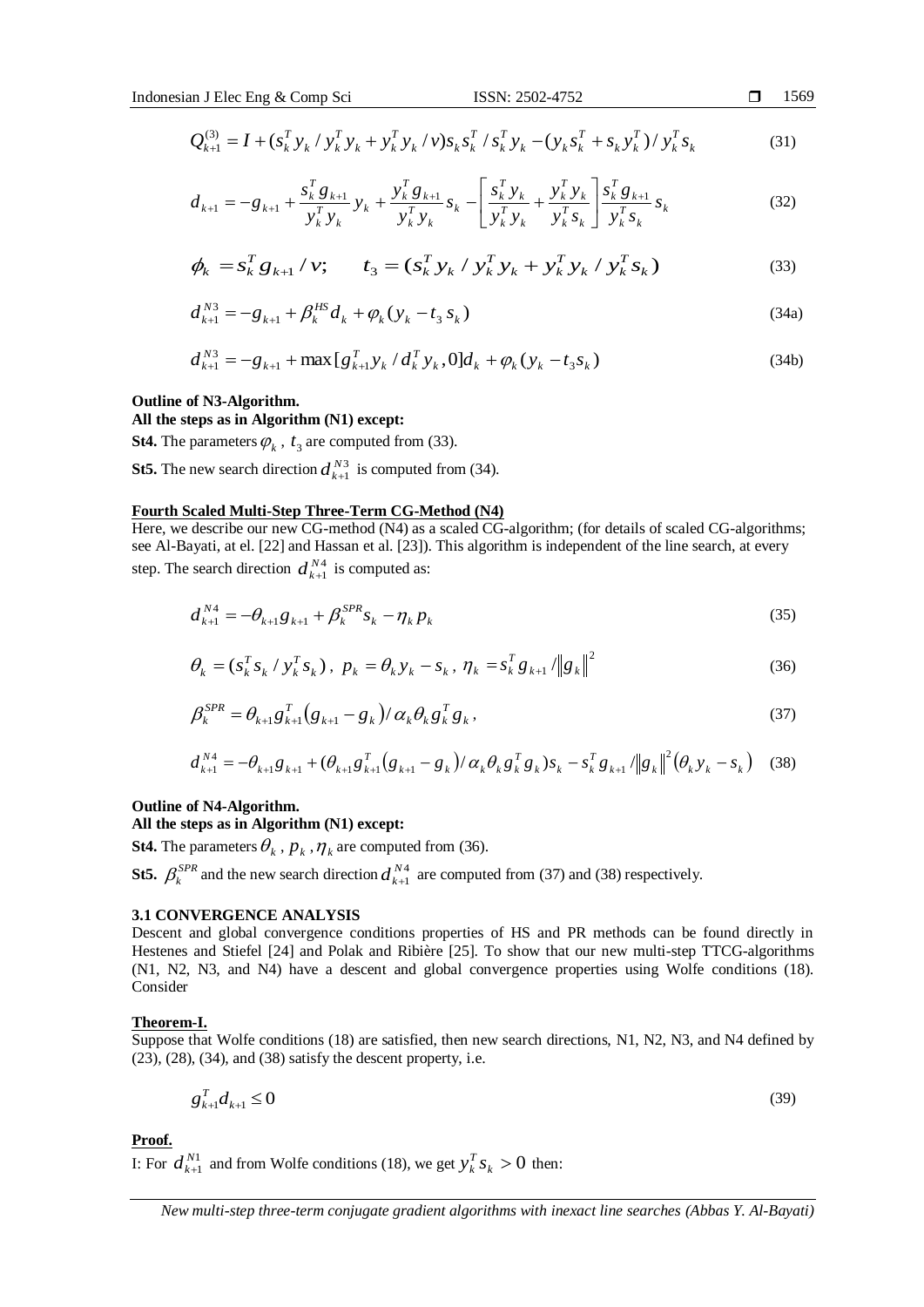$$Q_{k+1}^{(3)} = I + (s_k^T y_k / y_k^T y_k + y_k^T y_k / v) s_k s_k^T / s_k^T y_k - (y_k s_k^T + s_k y_k^T) / y_k^T s_k \tag{31}$$

$$d_{k+1} = -g_{k+1} + \frac{s_k^T g_{k+1}}{y_k^T y_k} y_k + \frac{y_k^T g_{k+1}}{y_k^T y_k} s_k - \left[ \frac{s_k^T y_k}{y_k^T y_k} + \frac{y_k^T y_k}{y_k^T s_k} \right] \frac{s_k^T g_{k+1}}{y_k^T s_k} s_k \tag{32}$$

$$\phi_k = s_k^T g_{k+1} / v; \qquad t_3 = (s_k^T y_k / y_k^T y_k + y_k^T y_k / y_k^T s_k) \tag{33}$$

$$d_{k+1}^{N3} = -g_{k+1} + \beta_k^{HS} d_k + \varphi_k (y_k - t_3 s_k) \tag{34a}$$

$$d_{k+1}^{N3} = -g_{k+1} + \max[g_{k+1}^T y_k / d_k^T y_k, 0] d_k + \varphi_k (y_k - t_3 s_k) \tag{34b}$$

**Outline of N3-Algorithm.**

**All the steps as in Algorithm (N1) except:**

**St4.** The parameters $\varphi_k$ , $t_3$ are computed from (33).

**St5.** The new search direction $d_{k+1}^{N3}$ is computed from (34).

**Fourth Scaled Multi-Step Three-Term CG-Method (N4)**

Here, we describe our new CG-method (N4) as a scaled CG-algorithm; (for details of scaled CG-algorithms; see Al-Bayati, at el. [22] and Hassan et al. [23]). This algorithm is independent of the line search, at every step. The search direction $d_{k+1}^{N4}$ is computed as:

$$d_{k+1}^{N4} = -\theta_{k+1} g_{k+1} + \beta_k^{SPR} s_k - \eta_k p_k \tag{35}$$

$$\theta_k = (s_k^T s_k / y_k^T s_k), \; p_k = \theta_k y_k - s_k, \; \eta_k = s_k^T g_{k+1} / \|g_k\|^2 \tag{36}$$

$$\beta_k^{SPR} = \theta_{k+1} g_{k+1}^T (g_{k+1} - g_k) / \alpha_k \theta_k g_k^T g_k, \tag{37}$$

$$d_{k+1}^{N4} = -\theta_{k+1} g_{k+1} + (\theta_{k+1} g_{k+1}^T (g_{k+1} - g_k) / \alpha_k \theta_k g_k^T g_k) s_k - s_k^T g_{k+1} / \|g_k\|^2 (\theta_k y_k - s_k) \tag{38}$$

**Outline of N4-Algorithm.**

**All the steps as in Algorithm (N1) except:**

**St4.** The parameters $\theta_k$ , $p_k$ , $\eta_k$ are computed from (36).

**St5.** $\beta_k^{SPR}$ and the new search direction $d_{k+1}^{N4}$ are computed from (37) and (38) respectively.

### 3.1 CONVERGENCE ANALYSIS

Descent and global convergence conditions properties of HS and PR methods can be found directly in Hestenes and Stiefel [24] and Polak and Ribière [25]. To show that our new multi-step TTCG-algorithms (N1, N2, N3, and N4) have a descent and global convergence properties using Wolfe conditions (18). Consider

**Theorem-I.**

Suppose that Wolfe conditions (18) are satisfied, then new search directions, N1, N2, N3, and N4 defined by (23), (28), (34), and (38) satisfy the descent property, i.e.

$$g_{k+1}^T d_{k+1} \leq 0 \tag{39}$$

**Proof.**

I: For $d_{k+1}^{N1}$ and from Wolfe conditions (18), we get $y_k^T s_k > 0$ then: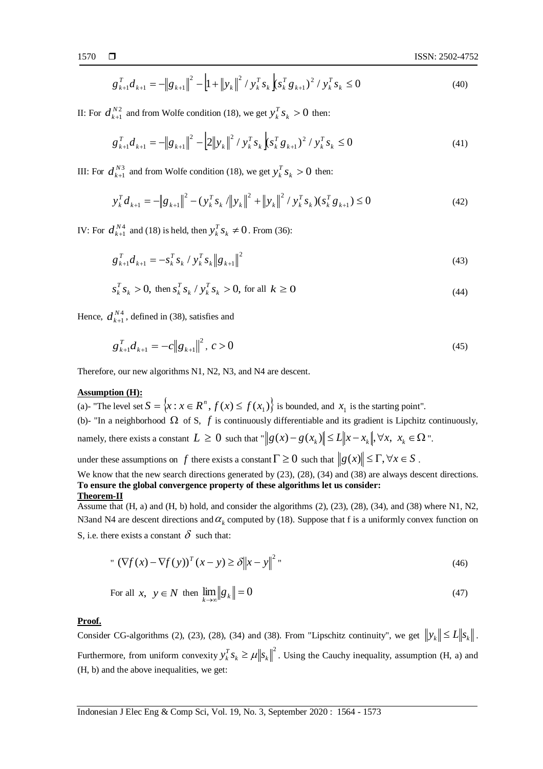$$g_{k+1}^T d_{k+1} = -\|g_{k+1}\|^2 - \left[1 + \|y_k\|^2 / y_k^T s_k\right](s_k^T g_{k+1})^2 / y_k^T s_k \leq 0 \tag{40}$$

II: For $d_{k+1}^{N2}$ and from Wolfe condition (18), we get $y_k^T s_k > 0$ then:

$$g_{k+1}^T d_{k+1} = -\|g_{k+1}\|^2 - \left[2\|y_k\|^2 / y_k^T s_k\right](s_k^T g_{k+1})^2 / y_k^T s_k \leq 0 \tag{41}$$

III: For $d_{k+1}^{N3}$ and from Wolfe condition (18), we get $y_k^T s_k > 0$ then:

$$y_k^T d_{k+1} = -\|g_{k+1}\|^2 - (y_k^T s_k / \|y_k\|^2 + \|y_k\|^2 / y_k^T s_k)(s_k^T g_{k+1}) \leq 0 \tag{42}$$

IV: For $d_{k+1}^{N4}$ and (18) is held, then $y_k^T s_k \neq 0$. From (36):

$$g_{k+1}^T d_{k+1} = -s_k^T s_k / y_k^T s_k \|g_{k+1}\|^2 \tag{43}$$

$$s_k^T s_k > 0, \text{ then } s_k^T s_k / y_k^T s_k > 0, \text{ for all } k \geq 0 \tag{44}$$

Hence, $d_{k+1}^{N4}$, defined in (38), satisfies and

$$g_{k+1}^T d_{k+1} = -c\|g_{k+1}\|^2,\ c > 0 \tag{45}$$

Therefore, our new algorithms N1, N2, N3, and N4 are descent.

**Assumption (H):**

(a)- "The level set $S = \{x : x \in R^n,\ f(x) \leq f(x_1)\}$ is bounded, and $x_1$ is the starting point".

(b)- "In a neighborhood $\Omega$ of S, $f$ is continuously differentiable and its gradient is Lipchitz continuously, namely, there exists a constant $L \geq 0$ such that "$\|g(x) - g(x_k)\| \leq L\|x - x_k\|, \forall x,\ x_k \in \Omega$".

under these assumptions on $f$ there exists a constant $\Gamma \geq 0$ such that $\|g(x)\| \leq \Gamma, \forall x \in S$.

We know that the new search directions generated by (23), (28), (34) and (38) are always descent directions.
**To ensure the global convergence property of these algorithms let us consider:**

**Theorem-II**

Assume that (H, a) and (H, b) hold, and consider the algorithms (2), (23), (28), (34), and (38) where N1, N2, N3and N4 are descent directions and $\alpha_k$ computed by (18). Suppose that f is a uniformly convex function on S, i.e. there exists a constant $\delta$ such that:

$$\text{"} (\nabla f(x) - \nabla f(y))^T (x - y) \geq \delta\|x - y\|^2 \text{"} \tag{46}$$

$$\text{For all } x,\ y \in N \text{ then } \lim_{k \to \infty} \|g_k\| = 0 \tag{47}$$

**Proof.**

Consider CG-algorithms (2), (23), (28), (34) and (38). From "Lipschitz continuity", we get $\|y_k\| \leq L\|s_k\|$. Furthermore, from uniform convexity $y_k^T s_k \geq \mu\|s_k\|^2$. Using the Cauchy inequality, assumption (H, a) and (H, b) and the above inequalities, we get: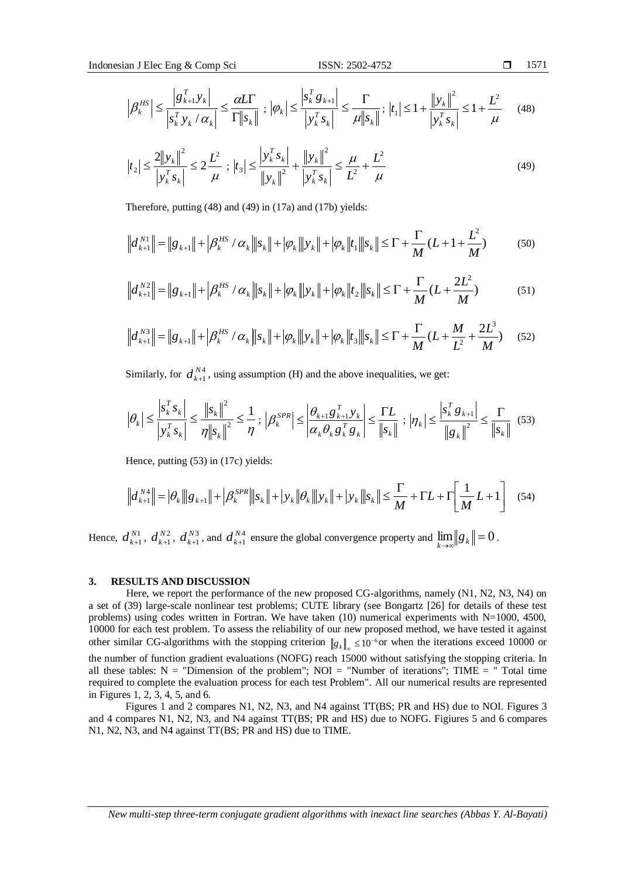$$\left|\beta_k^{HS}\right| \le \frac{\left|g_{k+1}^T y_k\right|}{\left|s_k^T y_k / \alpha_k\right|} \le \frac{\alpha L \Gamma}{\Gamma \|s_k\|} \;;\; \left|\varphi_k\right| \le \frac{\left|s_k^T g_{k+1}\right|}{\left|y_k^T s_k\right|} \le \frac{\Gamma}{\mu \|s_k\|} ;\; \left|t_1\right| \le 1 + \frac{\|y_k\|^2}{\left|y_k^T s_k\right|} \le 1 + \frac{L^2}{\mu} \tag{48}$$

$$\left|t_2\right| \le \frac{2\|y_k\|^2}{\left|y_k^T s_k\right|} \le 2\frac{L^2}{\mu} \;;\; \left|t_3\right| \le \frac{\left|y_k^T s_k\right|}{\|y_k\|^2} + \frac{\|y_k\|^2}{\left|y_k^T s_k\right|} \le \frac{\mu}{L^2} + \frac{L^2}{\mu} \tag{49}$$

Therefore, putting (48) and (49) in (17a) and (17b) yields:

$$\left\|d_{k+1}^{N1}\right\| = \|g_{k+1}\| + \left|\beta_k^{HS} / \alpha_k\right| \|s_k\| + |\varphi_k| \|y_k\| + |\varphi_k| |t_1| \|s_k\| \le \Gamma + \frac{\Gamma}{M}(L + 1 + \frac{L^2}{M}) \tag{50}$$

$$\left\|d_{k+1}^{N2}\right\| = \|g_{k+1}\| + \left|\beta_k^{HS} / \alpha_k\right| \|s_k\| + |\varphi_k| \|y_k\| + |\varphi_k| |t_2| \|s_k\| \le \Gamma + \frac{\Gamma}{M}(L + \frac{2L^2}{M}) \tag{51}$$

$$\left\|d_{k+1}^{N3}\right\| = \|g_{k+1}\| + \left|\beta_k^{HS} / \alpha_k\right| \|s_k\| + |\varphi_k| \|y_k\| + |\varphi_k| |t_3| \|s_k\| \le \Gamma + \frac{\Gamma}{M}(L + \frac{M}{L^2} + \frac{2L^3}{M}) \tag{52}$$

Similarly, for $d_{k+1}^{N4}$, using assumption (H) and the above inequalities, we get:

$$\left|\theta_k\right| \le \frac{\left|s_k^T s_k\right|}{\left|y_k^T s_k\right|} \le \frac{\|s_k\|^2}{\eta \|s_k\|^2} \le \frac{1}{\eta} \;;\; \left|\beta_k^{SPR}\right| \le \left|\frac{\theta_{k+1} g_{k+1}^T y_k}{\alpha_k \theta_k g_k^T g_k}\right| \le \frac{\Gamma L}{\|s_k\|} \;;\; \left|\eta_k\right| \le \frac{\left|s_k^T g_{k+1}\right|}{\|g_k\|^2} \le \frac{\Gamma}{\|s_k\|} \tag{53}$$

Hence, putting (53) in (17c) yields:

$$\left\|d_{k+1}^{N4}\right\| = |\theta_k| \|g_{k+1}\| + \left|\beta_k^{SPR}\right| \|s_k\| + |y_k| |\theta_k| \|y_k\| + |y_k| \|s_k\| \le \frac{\Gamma}{M} + \Gamma L + \Gamma\left[\frac{1}{M} L + 1\right] \tag{54}$$

Hence, $d_{k+1}^{N1}$, $d_{k+1}^{N2}$, $d_{k+1}^{N3}$, and $d_{k+1}^{N4}$ ensure the global convergence property and $\lim_{k \to \infty} \|g_k\| = 0$.

## 3. RESULTS AND DISCUSSION

Here, we report the performance of the new proposed CG-algorithms, namely (N1, N2, N3, N4) on a set of (39) large-scale nonlinear test problems; CUTE library (see Bongartz [26] for details of these test problems) using codes written in Fortran. We have taken (10) numerical experiments with N=1000, 4500, 10000 for each test problem. To assess the reliability of our new proposed method, we have tested it against other similar CG-algorithms with the stopping criterion $\|g_k\|_\infty \le 10^{-6}$ or when the iterations exceed 10000 or the number of function gradient evaluations (NOFG) reach 15000 without satisfying the stopping criteria. In all these tables: N = "Dimension of the problem"; NOI = "Number of iterations"; TIME = " Total time required to complete the evaluation process for each test Problem". All our numerical results are represented in Figures 1, 2, 3, 4, 5, and 6.

Figures 1 and 2 compares N1, N2, N3, and N4 against TT(BS; PR and HS) due to NOI. Figures 3 and 4 compares N1, N2, N3, and N4 against TT(BS; PR and HS) due to NOFG. Figiures 5 and 6 compares N1, N2, N3, and N4 against TT(BS; PR and HS) due to TIME.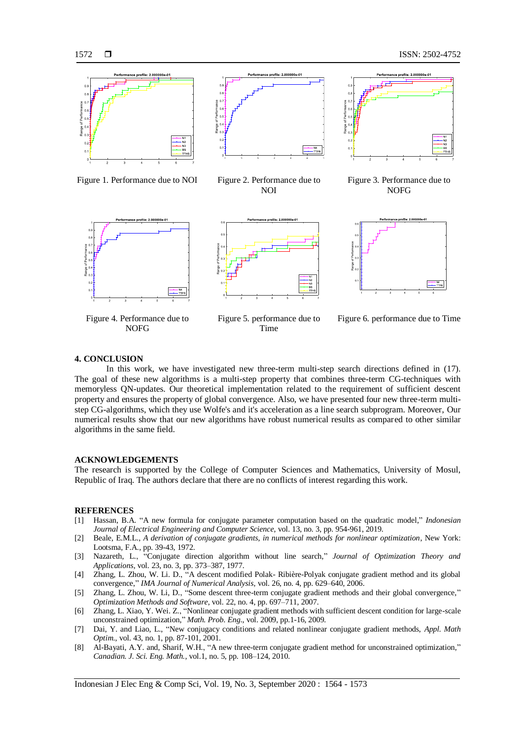Figure 1. Performance due to NOI

Figure 2. Performance due to NOI

Figure 3. Performance due to NOFG

Figure 4. Performance due to NOFG

Figure 5. performance due to Time

Figure 6. performance due to Time

## 4. CONCLUSION

In this work, we have investigated new three-term multi-step search directions defined in (17). The goal of these new algorithms is a multi-step property that combines three-term CG-techniques with memoryless QN-updates. Our theoretical implementation related to the requirement of sufficient descent property and ensures the property of global convergence. Also, we have presented four new three-term multi-step CG-algorithms, which they use Wolfe's and it's acceleration as a line search subprogram. Moreover, Our numerical results show that our new algorithms have robust numerical results as compared to other similar algorithms in the same field.

## ACKNOWLEDGEMENTS

The research is supported by the College of Computer Sciences and Mathematics, University of Mosul, Republic of Iraq. The authors declare that there are no conflicts of interest regarding this work.

## REFERENCES

[1] Hassan, B.A. "A new formula for conjugate parameter computation based on the quadratic model," *Indonesian Journal of Electrical Engineering and Computer Science*, vol. 13, no. 3, pp. 954-961, 2019.

[2] Beale, E.M.L., *A derivation of conjugate gradients, in numerical methods for nonlinear optimization*, New York: Lootsma, F.A., pp. 39-43, 1972.

[3] Nazareth, L., "Conjugate direction algorithm without line search," *Journal of Optimization Theory and Applications*, vol. 23, no. 3, pp. 373–387, 1977.

[4] Zhang, L. Zhou, W. Li. D., "A descent modified Polak- Ribière-Polyak conjugate gradient method and its global convergence," *IMA Journal of Numerical Analysis*, vol. 26, no. 4, pp. 629–640, 2006.

[5] Zhang, L. Zhou, W. Li, D., "Some descent three-term conjugate gradient methods and their global convergence," *Optimization Methods and Software*, vol. 22, no. 4, pp. 697–711, 2007.

[6] Zhang, L. Xiao, Y. Wei. Z., "Nonlinear conjugate gradient methods with sufficient descent condition for large-scale unconstrained optimization," *Math. Prob. Eng.*, vol. 2009, pp.1-16, 2009.

[7] Dai, Y. and Liao, L., "New conjugacy conditions and related nonlinear conjugate gradient methods, *Appl. Math Optim.*, vol. 43, no. 1, pp. 87-101, 2001.

[8] Al-Bayati, A.Y. and, Sharif, W.H., "A new three-term conjugate gradient method for unconstrained optimization," *Canadian. J. Sci. Eng. Math.*, vol.1, no. 5, pp. 108–124, 2010.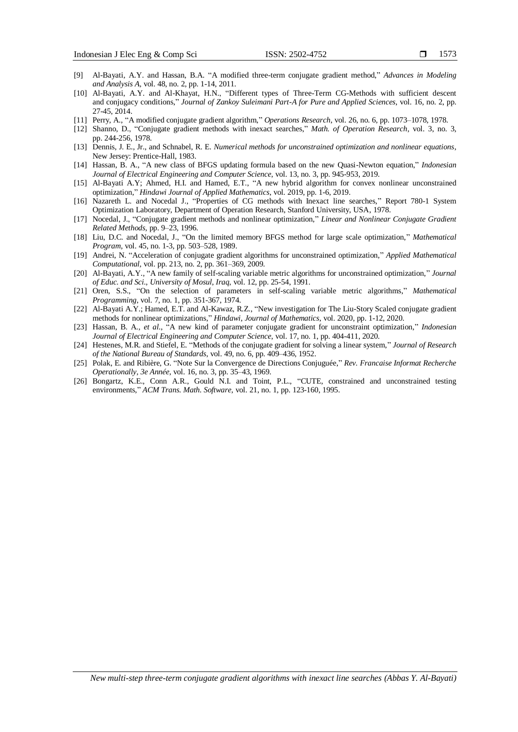[9] Al-Bayati, A.Y. and Hassan, B.A. "A modified three-term conjugate gradient method," *Advances in Modeling and Analysis A*, vol. 48, no. 2, pp. 1-14, 2011.

[10] Al-Bayati, A.Y. and Al-Khayat, H.N., "Different types of Three-Term CG-Methods with sufficient descent and conjugacy conditions," *Journal of Zankoy Suleimani Part-A for Pure and Applied Sciences*, vol. 16, no. 2, pp. 27-45, 2014.

[11] Perry, A., "A modified conjugate gradient algorithm," *Operations Research*, vol. 26, no. 6, pp. 1073–1078, 1978.

[12] Shanno, D., "Conjugate gradient methods with inexact searches," *Math. of Operation Research*, vol. 3, no. 3, pp. 244-256, 1978.

[13] Dennis, J. E., Jr., and Schnabel, R. E. *Numerical methods for unconstrained optimization and nonlinear equations*, New Jersey: Prentice-Hall, 1983.

[14] Hassan, B. A., "A new class of BFGS updating formula based on the new Quasi-Newton equation," *Indonesian Journal of Electrical Engineering and Computer Science*, vol. 13, no. 3, pp. 945-953, 2019.

[15] Al-Bayati A.Y; Ahmed, H.I. and Hamed, E.T., "A new hybrid algorithm for convex nonlinear unconstrained optimization," *Hindawi Journal of Applied Mathematics*, vol. 2019, pp. 1-6, 2019.

[16] Nazareth L. and Nocedal J., "Properties of CG methods with Inexact line searches," Report 780-1 System Optimization Laboratory, Department of Operation Research, Stanford University, USA, 1978.

[17] Nocedal, J., "Conjugate gradient methods and nonlinear optimization," *Linear and Nonlinear Conjugate Gradient Related Methods*, pp. 9–23, 1996.

[18] Liu, D.C. and Nocedal, J., "On the limited memory BFGS method for large scale optimization," *Mathematical Program*, vol. 45, no. 1-3, pp. 503–528, 1989.

[19] Andrei, N. "Acceleration of conjugate gradient algorithms for unconstrained optimization," *Applied Mathematical Computational*, vol. pp. 213, no. 2, pp. 361–369, 2009.

[20] Al-Bayati, A.Y., "A new family of self-scaling variable metric algorithms for unconstrained optimization," *Journal of Educ. and Sci., University of Mosul, Iraq*, vol. 12, pp. 25-54, 1991.

[21] Oren, S.S., "On the selection of parameters in self-scaling variable metric algorithms," *Mathematical Programming*, vol. 7, no. 1, pp. 351-367, 1974.

[22] Al-Bayati A.Y.; Hamed, E.T. and Al-Kawaz, R.Z., "New investigation for The Liu-Story Scaled conjugate gradient methods for nonlinear optimizations," *Hindawi, Journal of Mathematics*, vol. 2020, pp. 1-12, 2020.

[23] Hassan, B. A., *et al.*, "A new kind of parameter conjugate gradient for unconstraint optimization," *Indonesian Journal of Electrical Engineering and Computer Science*, vol. 17, no. 1, pp. 404-411, 2020.

[24] Hestenes, M.R. and Stiefel, E. "Methods of the conjugate gradient for solving a linear system," *Journal of Research of the National Bureau of Standards*, vol. 49, no. 6, pp. 409–436, 1952.

[25] Polak, E. and Ribière, G. "Note Sur la Convergence de Directions Conjuguée," *Rev. Francaise Informat Recherche Operationally, 3e Année*, vol. 16, no. 3, pp. 35–43, 1969.

[26] Bongartz, K.E., Conn A.R., Gould N.I. and Toint, P.L., "CUTE, constrained and unconstrained testing environments," *ACM Trans. Math. Software*, vol. 21, no. 1, pp. 123-160, 1995.